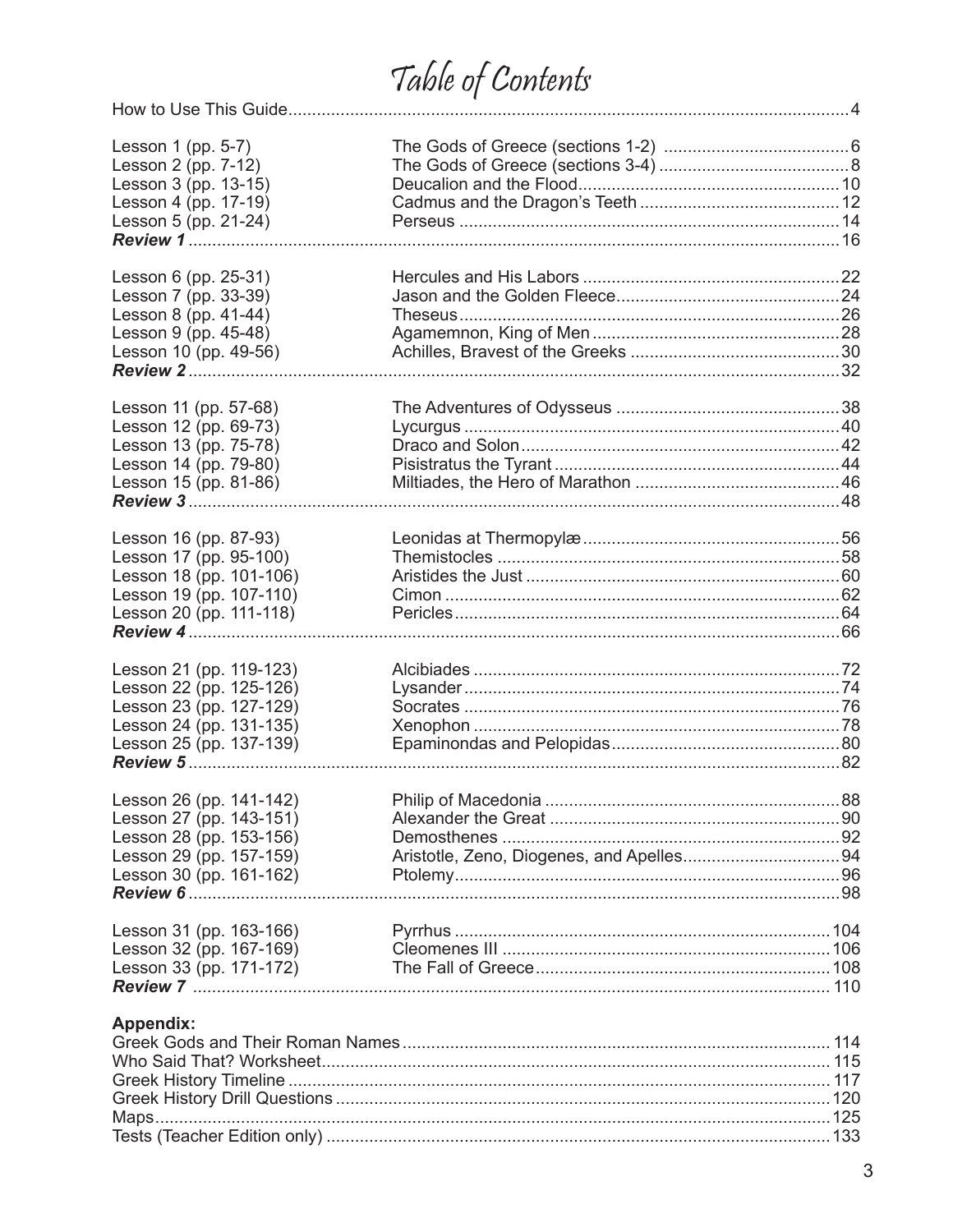# Table of Contents

| | | |
|---|---|---|
| How to Use This Guide | | 4 |
| Lesson 1 (pp. 5-7) | The Gods of Greece (sections 1-2) | 6 |
| Lesson 2 (pp. 7-12) | The Gods of Greece (sections 3-4) | 8 |
| Lesson 3 (pp. 13-15) | Deucalion and the Flood | 10 |
| Lesson 4 (pp. 17-19) | Cadmus and the Dragon's Teeth | 12 |
| Lesson 5 (pp. 21-24) | Perseus | 14 |
| ***Review 1*** | | 16 |
| Lesson 6 (pp. 25-31) | Hercules and His Labors | 22 |
| Lesson 7 (pp. 33-39) | Jason and the Golden Fleece | 24 |
| Lesson 8 (pp. 41-44) | Theseus | 26 |
| Lesson 9 (pp. 45-48) | Agamemnon, King of Men | 28 |
| Lesson 10 (pp. 49-56) | Achilles, Bravest of the Greeks | 30 |
| ***Review 2*** | | 32 |
| Lesson 11 (pp. 57-68) | The Adventures of Odysseus | 38 |
| Lesson 12 (pp. 69-73) | Lycurgus | 40 |
| Lesson 13 (pp. 75-78) | Draco and Solon | 42 |
| Lesson 14 (pp. 79-80) | Pisistratus the Tyrant | 44 |
| Lesson 15 (pp. 81-86) | Miltiades, the Hero of Marathon | 46 |
| ***Review 3*** | | 48 |
| Lesson 16 (pp. 87-93) | Leonidas at Thermopylæ | 56 |
| Lesson 17 (pp. 95-100) | Themistocles | 58 |
| Lesson 18 (pp. 101-106) | Aristides the Just | 60 |
| Lesson 19 (pp. 107-110) | Cimon | 62 |
| Lesson 20 (pp. 111-118) | Pericles | 64 |
| ***Review 4*** | | 66 |
| Lesson 21 (pp. 119-123) | Alcibiades | 72 |
| Lesson 22 (pp. 125-126) | Lysander | 74 |
| Lesson 23 (pp. 127-129) | Socrates | 76 |
| Lesson 24 (pp. 131-135) | Xenophon | 78 |
| Lesson 25 (pp. 137-139) | Epaminondas and Pelopidas | 80 |
| ***Review 5*** | | 82 |
| Lesson 26 (pp. 141-142) | Philip of Macedonia | 88 |
| Lesson 27 (pp. 143-151) | Alexander the Great | 90 |
| Lesson 28 (pp. 153-156) | Demosthenes | 92 |
| Lesson 29 (pp. 157-159) | Aristotle, Zeno, Diogenes, and Apelles | 94 |
| Lesson 30 (pp. 161-162) | Ptolemy | 96 |
| ***Review 6*** | | 98 |
| Lesson 31 (pp. 163-166) | Pyrrhus | 104 |
| Lesson 32 (pp. 167-169) | Cleomenes III | 106 |
| Lesson 33 (pp. 171-172) | The Fall of Greece | 108 |
| ***Review 7*** | | 110 |

**Appendix:**

| | |
|---|---|
| Greek Gods and Their Roman Names | 114 |
| Who Said That? Worksheet | 115 |
| Greek History Timeline | 117 |
| Greek History Drill Questions | 120 |
| Maps | 125 |
| Tests (Teacher Edition only) | 133 |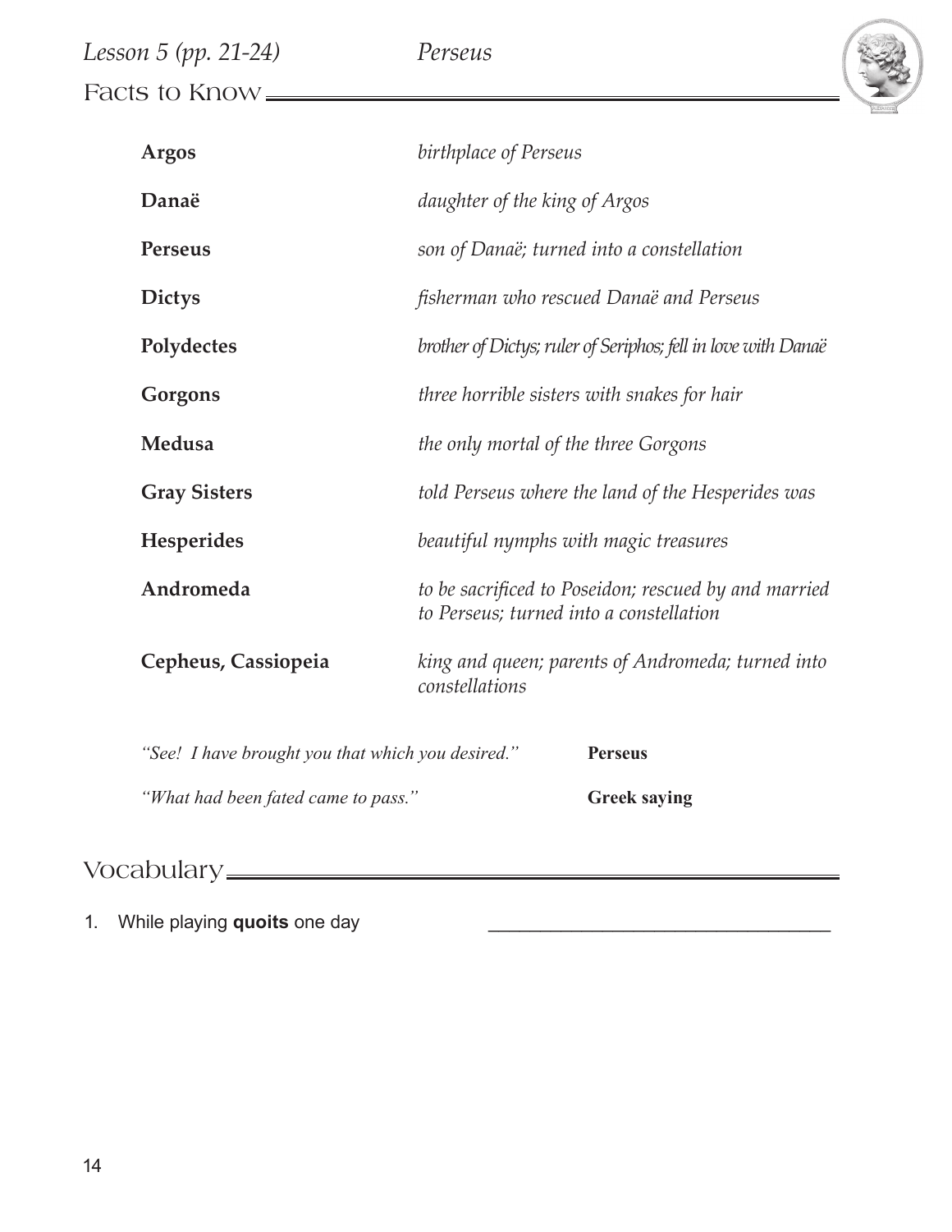*Lesson 5 (pp. 21-24)* *Perseus*

## Facts to Know

| | |
|---|---|
| **Argos** | *birthplace of Perseus* |
| **Danaë** | *daughter of the king of Argos* |
| **Perseus** | *son of Danaë; turned into a constellation* |
| **Dictys** | *fisherman who rescued Danaë and Perseus* |
| **Polydectes** | *brother of Dictys; ruler of Seriphos; fell in love with Danaë* |
| **Gorgons** | *three horrible sisters with snakes for hair* |
| **Medusa** | *the only mortal of the three Gorgons* |
| **Gray Sisters** | *told Perseus where the land of the Hesperides was* |
| **Hesperides** | *beautiful nymphs with magic treasures* |
| **Andromeda** | *to be sacrificed to Poseidon; rescued by and married to Perseus; turned into a constellation* |
| **Cepheus, Cassiopeia** | *king and queen; parents of Andromeda; turned into constellations* |

| | |
|---|---|
| *"See! I have brought you that which you desired."* | **Perseus** |
| *"What had been fated came to pass."* | **Greek saying** |

## Vocabulary

1. While playing **quoits** one day ________________________________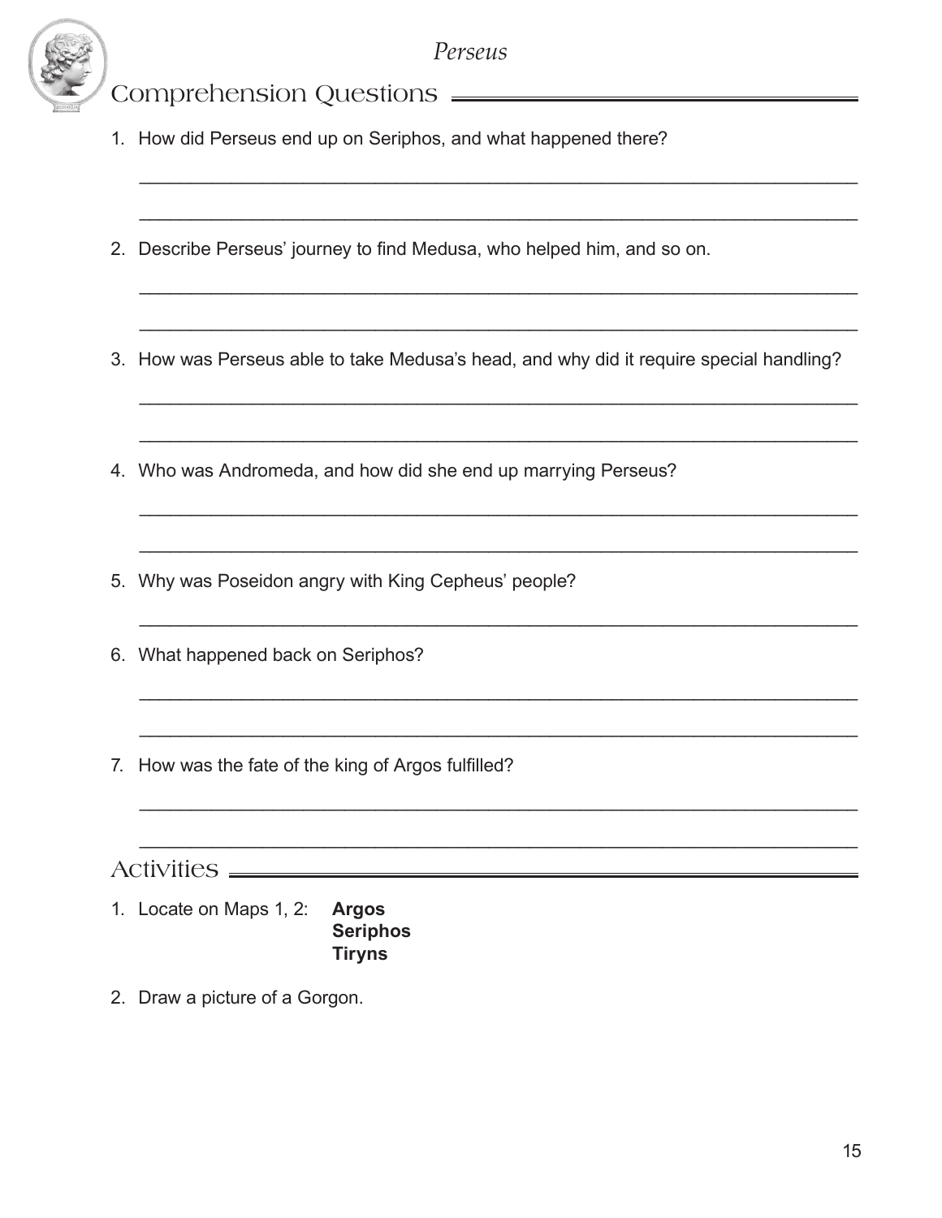## Comprehension Questions

1. How did Perseus end up on Seriphos, and what happened there?

2. Describe Perseus' journey to find Medusa, who helped him, and so on.

3. How was Perseus able to take Medusa's head, and why did it require special handling?

4. Who was Andromeda, and how did she end up marrying Perseus?

5. Why was Poseidon angry with King Cepheus' people?

6. What happened back on Seriphos?

7. How was the fate of the king of Argos fulfilled?

## Activities

1. Locate on Maps 1, 2: **Argos**
   **Seriphos**
   **Tiryns**

2. Draw a picture of a Gorgon.